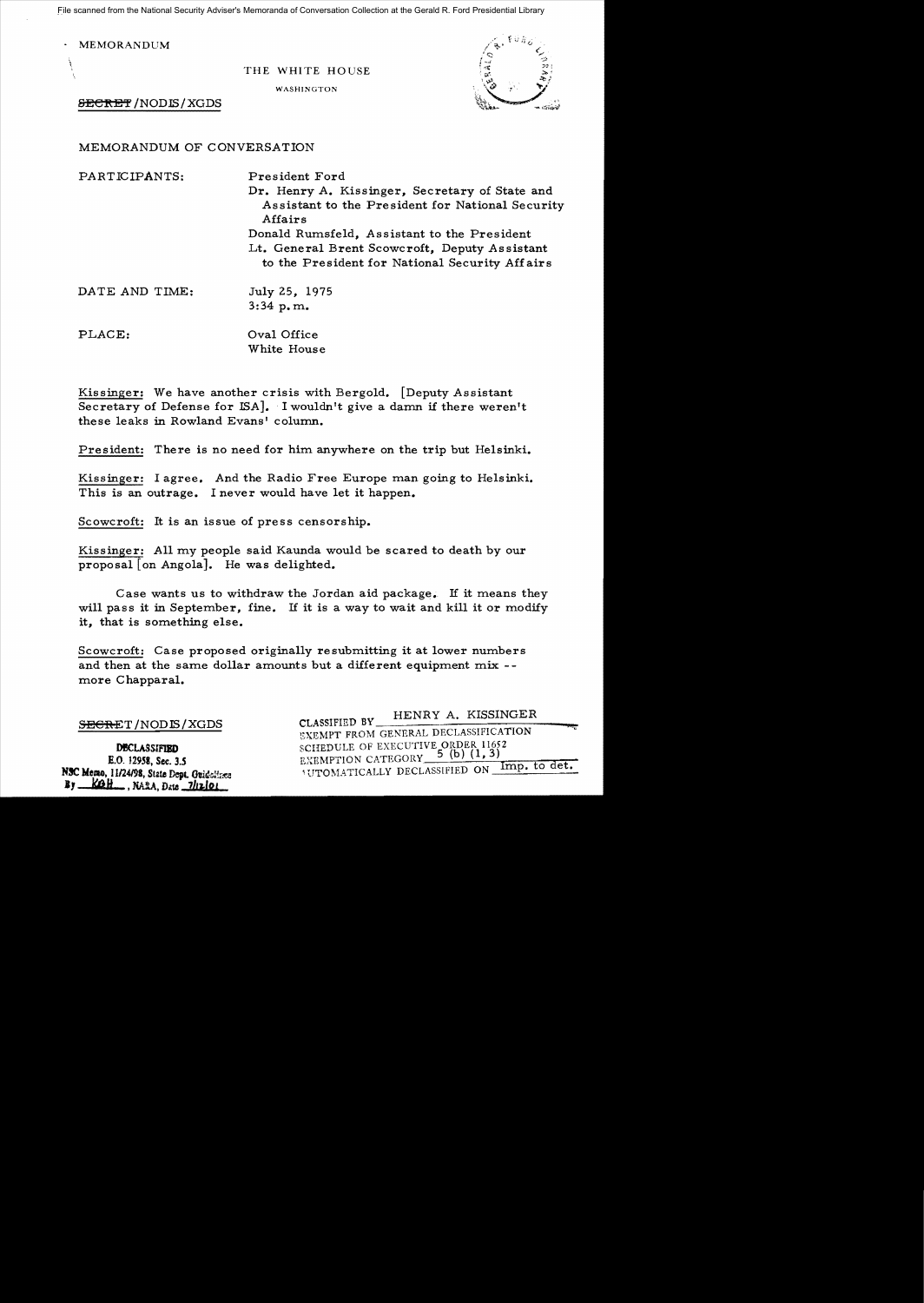File scanned from the National Security Adviser's Memoranda of Conversation Collection at the Gerald R. Ford Presidential Library

MEMORANDUM

THE WHITE HOUSE

WASHINGTON

~~SECRET~~/NODIS/XGDS

MEMORANDUM OF CONVERSATION

PARTICIPANTS: President Ford
Dr. Henry A. Kissinger, Secretary of State and Assistant to the President for National Security Affairs
Donald Rumsfeld, Assistant to the President
Lt. General Brent Scowcroft, Deputy Assistant to the President for National Security Affairs

DATE AND TIME: July 25, 1975
3:34 p.m.

PLACE: Oval Office
White House

Kissinger: We have another crisis with Bergold. [Deputy Assistant Secretary of Defense for ISA]. I wouldn't give a damn if there weren't these leaks in Rowland Evans' column.

President: There is no need for him anywhere on the trip but Helsinki.

Kissinger: I agree. And the Radio Free Europe man going to Helsinki. This is an outrage. I never would have let it happen.

Scowcroft: It is an issue of press censorship.

Kissinger: All my people said Kaunda would be scared to death by our proposal [on Angola]. He was delighted.

Case wants us to withdraw the Jordan aid package. If it means they will pass it in September, fine. If it is a way to wait and kill it or modify it, that is something else.

Scowcroft: Case proposed originally resubmitting it at lower numbers and then at the same dollar amounts but a different equipment mix -- more Chapparal.

~~SECRET~~/NODIS/XGDS

DECLASSIFIED
E.O. 12958, Sec. 3.5
NSC Memo, 11/24/98, State Dept. Guidelines
By KBH, NARA, Date 7/12/01

CLASSIFIED BY HENRY A. KISSINGER
EXEMPT FROM GENERAL DECLASSIFICATION
SCHEDULE OF EXECUTIVE ORDER 11652
EXEMPTION CATEGORY 5 (b) (1, 3)
AUTOMATICALLY DECLASSIFIED ON Imp. to det.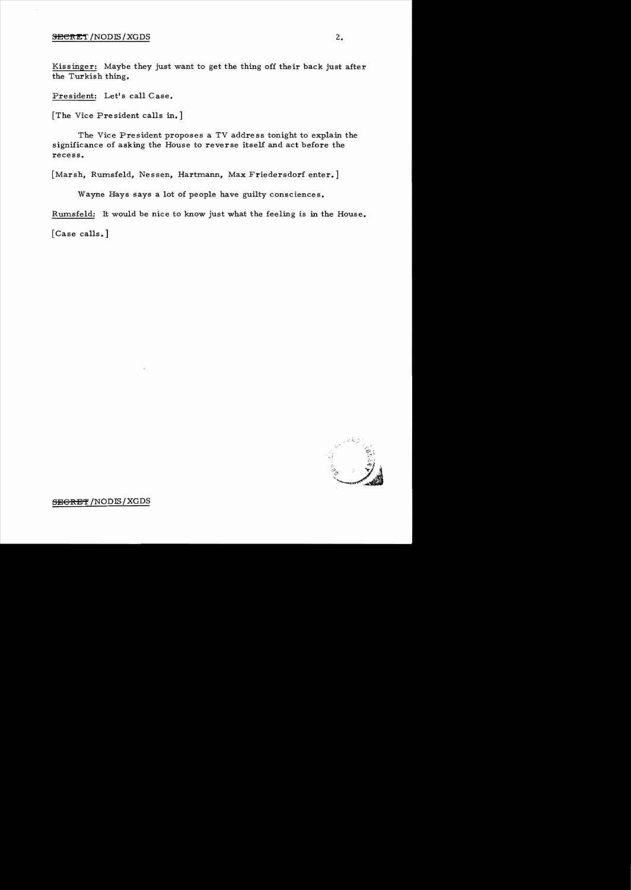Kissinger: Maybe they just want to get the thing off their back just after the Turkish thing.

President: Let's call Case.

[The Vice President calls in.]

The Vice President proposes a TV address tonight to explain the significance of asking the House to reverse itself and act before the recess.

[Marsh, Rumsfeld, Nessen, Hartmann, Max Friedersdorf enter.]

Wayne Hays says a lot of people have guilty consciences.

Rumsfeld: It would be nice to know just what the feeling is in the House.

[Case calls.]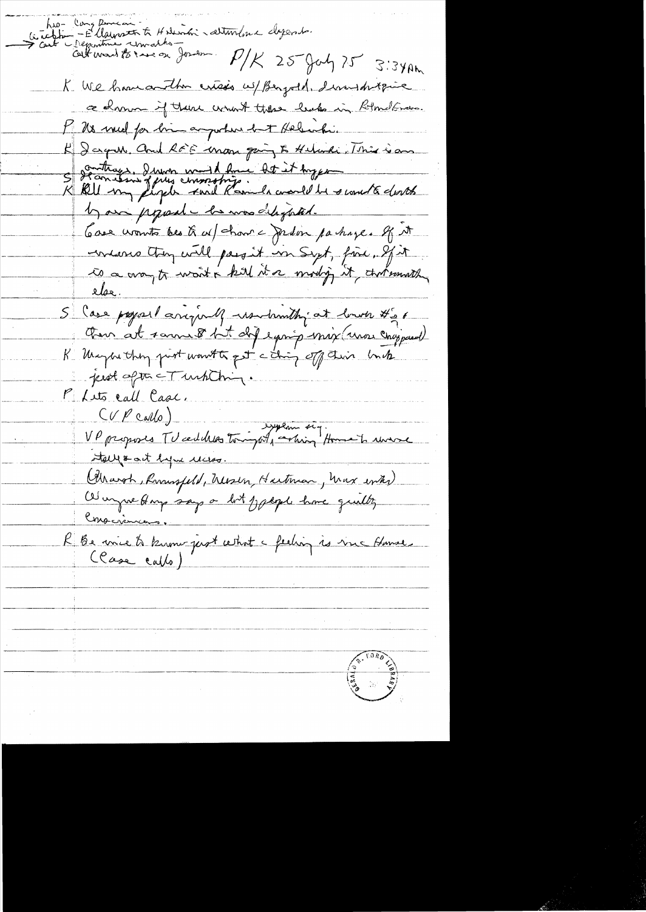Leo - Cong Duncan -
(a) rebate - E Clawson to Helsinki - attendance depends.
→ Cut - Departure remarks -
Cut word to race on Jordan

P/K 25 July 75 3:34 pm

K We have another crisis w/ Bergold. I want to give a demon if there weren't these leaks in Rolmd Evans.

P We need for him anywhere but Helsinki.

K I agree. And R&E mean going to Helsinki. This is an outrage. I would have let it happen

S It came issue of press censorship.

K All my people said Rumsfeld would be a wonder & dearth by our proposal - he was delighted.

Case wants to see [?] w/ chance Jordan package. If it means they will pass it in Sept, fine. If it is a way to wait & kill it or modify it, that something else.

S Case proposal originally was limiting at least #'s & then at same & but dif equip mix (was chopped)

K Maybe they just want to get a thing off their back just after Turkish thing.

P Let's call Case.

(VP calls)

VP proposes TV address tonight, explain sig., asking House to move steadily out before recess.

(Marsh, Rumsfeld, Nessen, Hartman, Max enter)

Wayne Hays says a lot of people have guilty conscience.

R Be nice to know just what the feeling is in the House.
(Case calls)